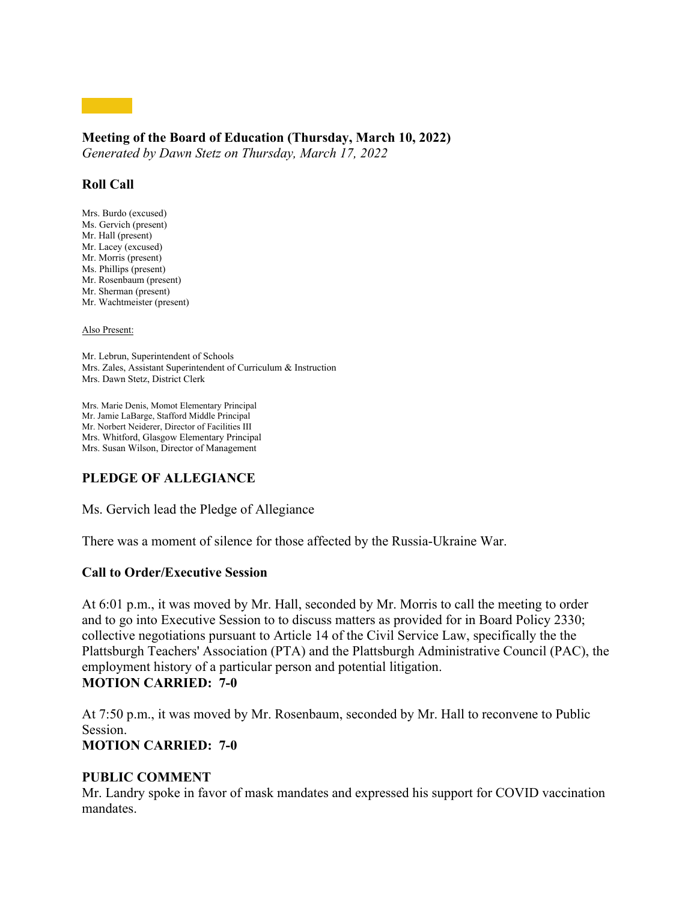**Meeting of the Board of Education (Thursday, March 10, 2022)**
*Generated by Dawn Stetz on Thursday, March 17, 2022*

### Roll Call

Mrs. Burdo (excused)
Ms. Gervich (present)
Mr. Hall (present)
Mr. Lacey (excused)
Mr. Morris (present)
Ms. Phillips (present)
Mr. Rosenbaum (present)
Mr. Sherman (present)
Mr. Wachtmeister (present)

Also Present:

Mr. Lebrun, Superintendent of Schools
Mrs. Zales, Assistant Superintendent of Curriculum & Instruction
Mrs. Dawn Stetz, District Clerk

Mrs. Marie Denis, Momot Elementary Principal
Mr. Jamie LaBarge, Stafford Middle Principal
Mr. Norbert Neiderer, Director of Facilities III
Mrs. Whitford, Glasgow Elementary Principal
Mrs. Susan Wilson, Director of Management

### PLEDGE OF ALLEGIANCE

Ms. Gervich lead the Pledge of Allegiance

There was a moment of silence for those affected by the Russia-Ukraine War.

### Call to Order/Executive Session

At 6:01 p.m., it was moved by Mr. Hall, seconded by Mr. Morris to call the meeting to order and to go into Executive Session to to discuss matters as provided for in Board Policy 2330; collective negotiations pursuant to Article 14 of the Civil Service Law, specifically the the Plattsburgh Teachers' Association (PTA) and the Plattsburgh Administrative Council (PAC), the employment history of a particular person and potential litigation.
**MOTION CARRIED: 7-0**

At 7:50 p.m., it was moved by Mr. Rosenbaum, seconded by Mr. Hall to reconvene to Public Session.
**MOTION CARRIED: 7-0**

### PUBLIC COMMENT

Mr. Landry spoke in favor of mask mandates and expressed his support for COVID vaccination mandates.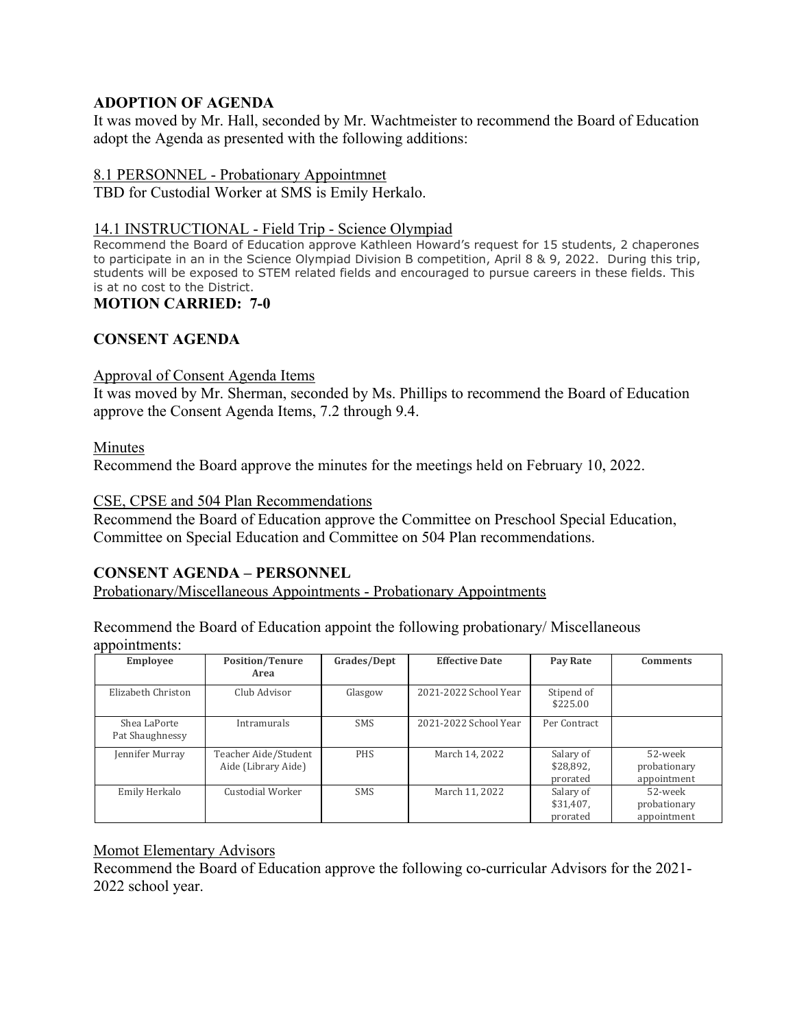**ADOPTION OF AGENDA**

It was moved by Mr. Hall, seconded by Mr. Wachtmeister to recommend the Board of Education adopt the Agenda as presented with the following additions:

8.1 PERSONNEL - Probationary Appointmnet

TBD for Custodial Worker at SMS is Emily Herkalo.

14.1 INSTRUCTIONAL - Field Trip - Science Olympiad

Recommend the Board of Education approve Kathleen Howard's request for 15 students, 2 chaperones to participate in an in the Science Olympiad Division B competition, April 8 & 9, 2022. During this trip, students will be exposed to STEM related fields and encouraged to pursue careers in these fields. This is at no cost to the District.

**MOTION CARRIED: 7-0**

**CONSENT AGENDA**

Approval of Consent Agenda Items

It was moved by Mr. Sherman, seconded by Ms. Phillips to recommend the Board of Education approve the Consent Agenda Items, 7.2 through 9.4.

Minutes

Recommend the Board approve the minutes for the meetings held on February 10, 2022.

CSE, CPSE and 504 Plan Recommendations

Recommend the Board of Education approve the Committee on Preschool Special Education, Committee on Special Education and Committee on 504 Plan recommendations.

**CONSENT AGENDA – PERSONNEL**

Probationary/Miscellaneous Appointments - Probationary Appointments

Recommend the Board of Education appoint the following probationary/ Miscellaneous appointments:

| Employee | Position/Tenure Area | Grades/Dept | Effective Date | Pay Rate | Comments |
|---|---|---|---|---|---|
| Elizabeth Christon | Club Advisor | Glasgow | 2021-2022 School Year | Stipend of $225.00 | |
| Shea LaPorte Pat Shaughnessy | Intramurals | SMS | 2021-2022 School Year | Per Contract | |
| Jennifer Murray | Teacher Aide/Student Aide (Library Aide) | PHS | March 14, 2022 | Salary of $28,892, prorated | 52-week probationary appointment |
| Emily Herkalo | Custodial Worker | SMS | March 11, 2022 | Salary of $31,407, prorated | 52-week probationary appointment |

Momot Elementary Advisors

Recommend the Board of Education approve the following co-curricular Advisors for the 2021-2022 school year.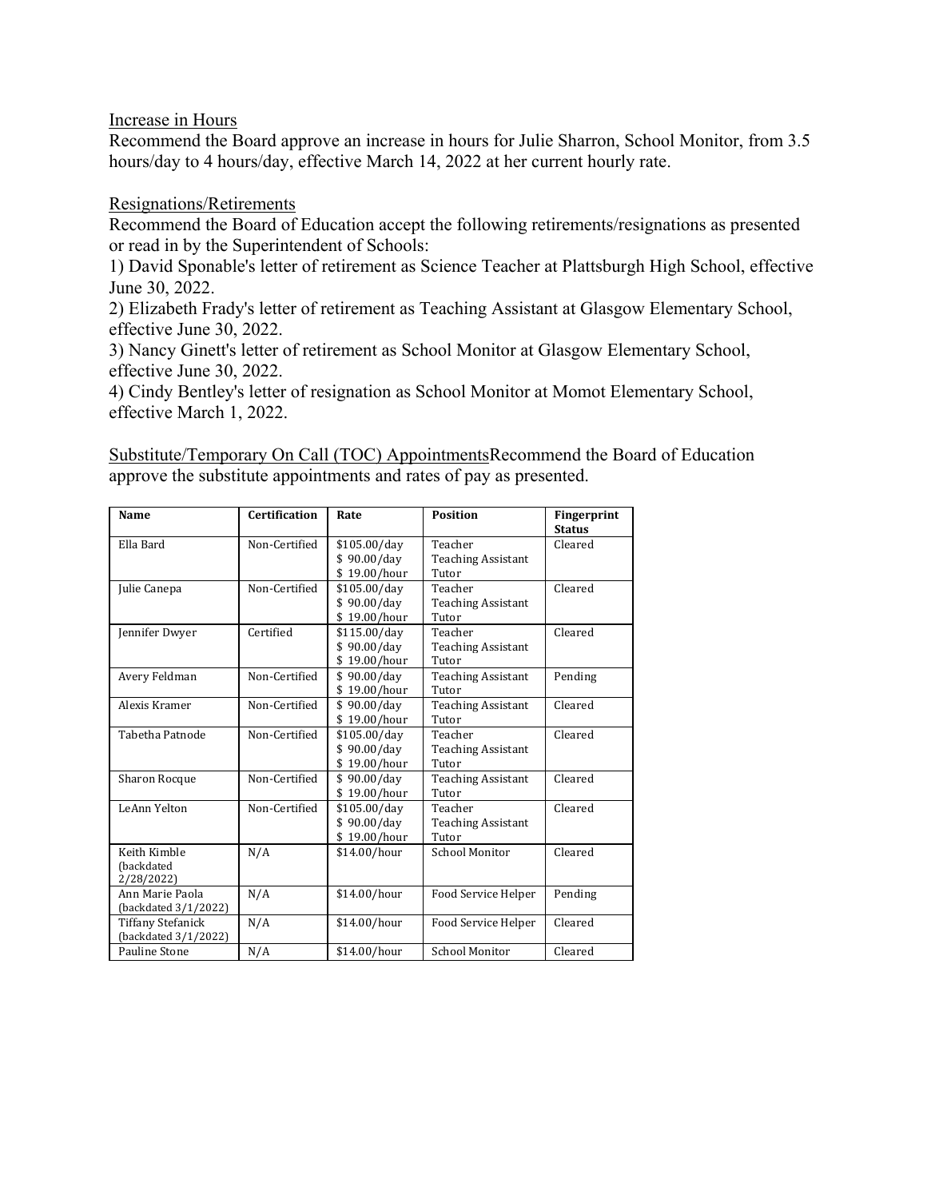Increase in Hours

Recommend the Board approve an increase in hours for Julie Sharron, School Monitor, from 3.5 hours/day to 4 hours/day, effective March 14, 2022 at her current hourly rate.

Resignations/Retirements

Recommend the Board of Education accept the following retirements/resignations as presented or read in by the Superintendent of Schools:

1) David Sponable's letter of retirement as Science Teacher at Plattsburgh High School, effective June 30, 2022.
2) Elizabeth Frady's letter of retirement as Teaching Assistant at Glasgow Elementary School, effective June 30, 2022.
3) Nancy Ginett's letter of retirement as School Monitor at Glasgow Elementary School, effective June 30, 2022.
4) Cindy Bentley's letter of resignation as School Monitor at Momot Elementary School, effective March 1, 2022.

Substitute/Temporary On Call (TOC) AppointmentsRecommend the Board of Education approve the substitute appointments and rates of pay as presented.

| Name | Certification | Rate | Position | Fingerprint Status |
|---|---|---|---|---|
| Ella Bard | Non-Certified | $105.00/day<br>$ 90.00/day<br>$ 19.00/hour | Teacher<br>Teaching Assistant<br>Tutor | Cleared |
| Julie Canepa | Non-Certified | $105.00/day<br>$ 90.00/day<br>$ 19.00/hour | Teacher<br>Teaching Assistant<br>Tutor | Cleared |
| Jennifer Dwyer | Certified | $115.00/day<br>$ 90.00/day<br>$ 19.00/hour | Teacher<br>Teaching Assistant<br>Tutor | Cleared |
| Avery Feldman | Non-Certified | $ 90.00/day<br>$ 19.00/hour | Teaching Assistant<br>Tutor | Pending |
| Alexis Kramer | Non-Certified | $ 90.00/day<br>$ 19.00/hour | Teaching Assistant<br>Tutor | Cleared |
| Tabetha Patnode | Non-Certified | $105.00/day<br>$ 90.00/day<br>$ 19.00/hour | Teacher<br>Teaching Assistant<br>Tutor | Cleared |
| Sharon Rocque | Non-Certified | $ 90.00/day<br>$ 19.00/hour | Teaching Assistant<br>Tutor | Cleared |
| LeAnn Yelton | Non-Certified | $105.00/day<br>$ 90.00/day<br>$ 19.00/hour | Teacher<br>Teaching Assistant<br>Tutor | Cleared |
| Keith Kimble (backdated 2/28/2022) | N/A | $14.00/hour | School Monitor | Cleared |
| Ann Marie Paola (backdated 3/1/2022) | N/A | $14.00/hour | Food Service Helper | Pending |
| Tiffany Stefanick (backdated 3/1/2022) | N/A | $14.00/hour | Food Service Helper | Cleared |
| Pauline Stone | N/A | $14.00/hour | School Monitor | Cleared |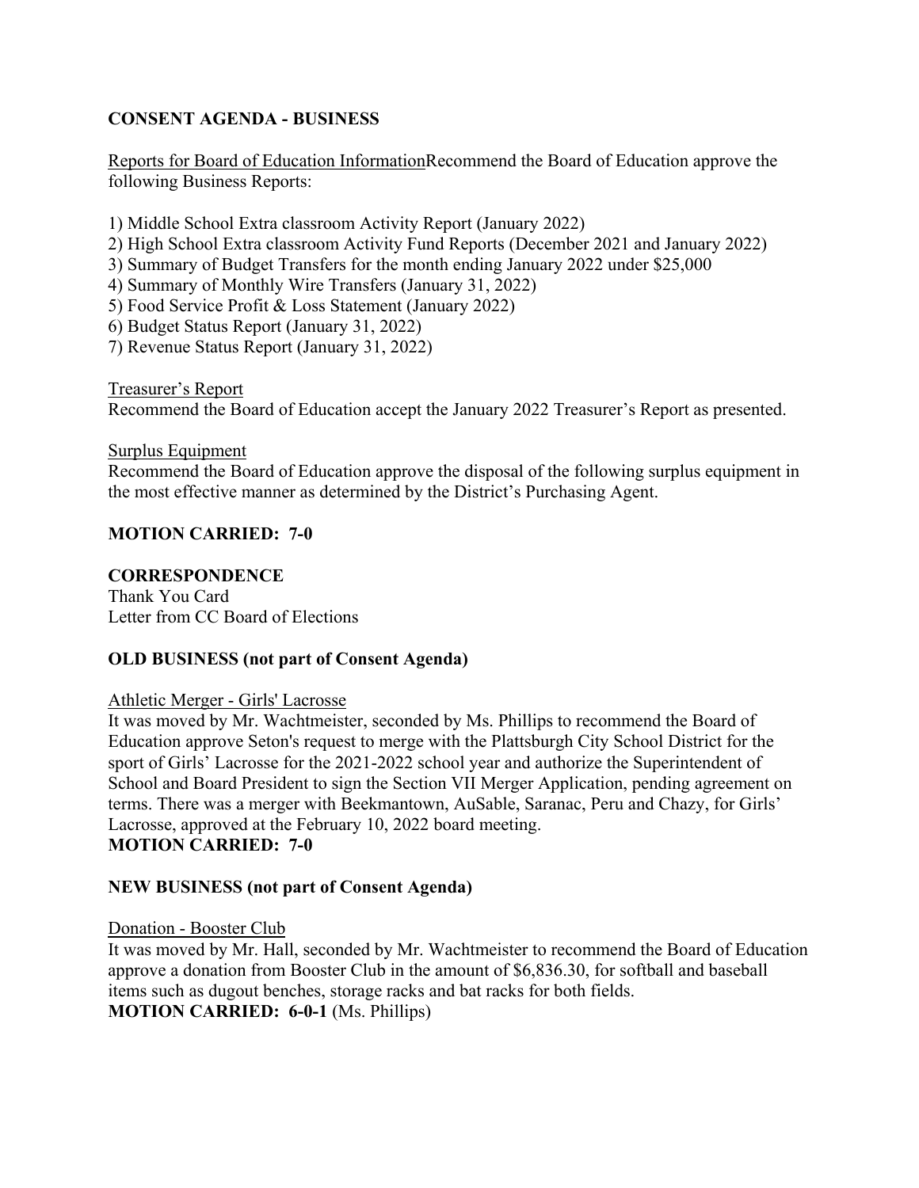**CONSENT AGENDA - BUSINESS**

Reports for Board of Education InformationRecommend the Board of Education approve the following Business Reports:

1) Middle School Extra classroom Activity Report (January 2022)
2) High School Extra classroom Activity Fund Reports (December 2021 and January 2022)
3) Summary of Budget Transfers for the month ending January 2022 under $25,000
4) Summary of Monthly Wire Transfers (January 31, 2022)
5) Food Service Profit & Loss Statement (January 2022)
6) Budget Status Report (January 31, 2022)
7) Revenue Status Report (January 31, 2022)

Treasurer's Report
Recommend the Board of Education accept the January 2022 Treasurer's Report as presented.

Surplus Equipment
Recommend the Board of Education approve the disposal of the following surplus equipment in the most effective manner as determined by the District's Purchasing Agent.

**MOTION CARRIED: 7-0**

**CORRESPONDENCE**
Thank You Card
Letter from CC Board of Elections

**OLD BUSINESS (not part of Consent Agenda)**

Athletic Merger - Girls' Lacrosse
It was moved by Mr. Wachtmeister, seconded by Ms. Phillips to recommend the Board of Education approve Seton's request to merge with the Plattsburgh City School District for the sport of Girls' Lacrosse for the 2021-2022 school year and authorize the Superintendent of School and Board President to sign the Section VII Merger Application, pending agreement on terms. There was a merger with Beekmantown, AuSable, Saranac, Peru and Chazy, for Girls' Lacrosse, approved at the February 10, 2022 board meeting.
**MOTION CARRIED: 7-0**

**NEW BUSINESS (not part of Consent Agenda)**

Donation - Booster Club
It was moved by Mr. Hall, seconded by Mr. Wachtmeister to recommend the Board of Education approve a donation from Booster Club in the amount of $6,836.30, for softball and baseball items such as dugout benches, storage racks and bat racks for both fields.
**MOTION CARRIED: 6-0-1** (Ms. Phillips)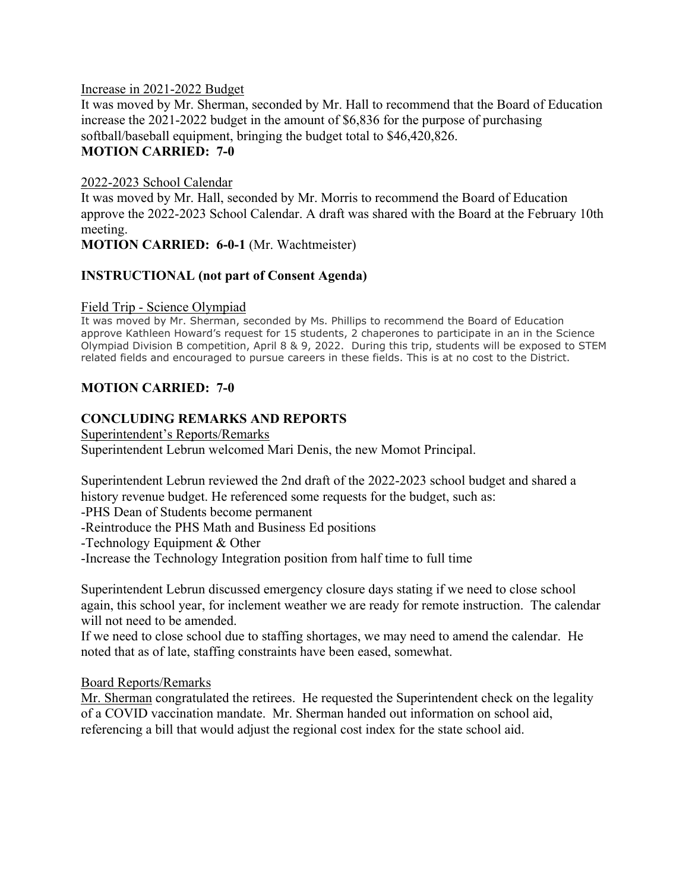Increase in 2021-2022 Budget

It was moved by Mr. Sherman, seconded by Mr. Hall to recommend that the Board of Education increase the 2021-2022 budget in the amount of $6,836 for the purpose of purchasing softball/baseball equipment, bringing the budget total to $46,420,826.

**MOTION CARRIED: 7-0**

2022-2023 School Calendar

It was moved by Mr. Hall, seconded by Mr. Morris to recommend the Board of Education approve the 2022-2023 School Calendar. A draft was shared with the Board at the February 10th meeting.

**MOTION CARRIED: 6-0-1** (Mr. Wachtmeister)

## INSTRUCTIONAL (not part of Consent Agenda)

Field Trip - Science Olympiad

It was moved by Mr. Sherman, seconded by Ms. Phillips to recommend the Board of Education approve Kathleen Howard's request for 15 students, 2 chaperones to participate in an in the Science Olympiad Division B competition, April 8 & 9, 2022. During this trip, students will be exposed to STEM related fields and encouraged to pursue careers in these fields. This is at no cost to the District.

**MOTION CARRIED: 7-0**

## CONCLUDING REMARKS AND REPORTS

Superintendent's Reports/Remarks

Superintendent Lebrun welcomed Mari Denis, the new Momot Principal.

Superintendent Lebrun reviewed the 2nd draft of the 2022-2023 school budget and shared a history revenue budget. He referenced some requests for the budget, such as:

-PHS Dean of Students become permanent

-Reintroduce the PHS Math and Business Ed positions

-Technology Equipment & Other

-Increase the Technology Integration position from half time to full time

Superintendent Lebrun discussed emergency closure days stating if we need to close school again, this school year, for inclement weather we are ready for remote instruction. The calendar will not need to be amended.

If we need to close school due to staffing shortages, we may need to amend the calendar. He noted that as of late, staffing constraints have been eased, somewhat.

Board Reports/Remarks

Mr. Sherman congratulated the retirees. He requested the Superintendent check on the legality of a COVID vaccination mandate. Mr. Sherman handed out information on school aid, referencing a bill that would adjust the regional cost index for the state school aid.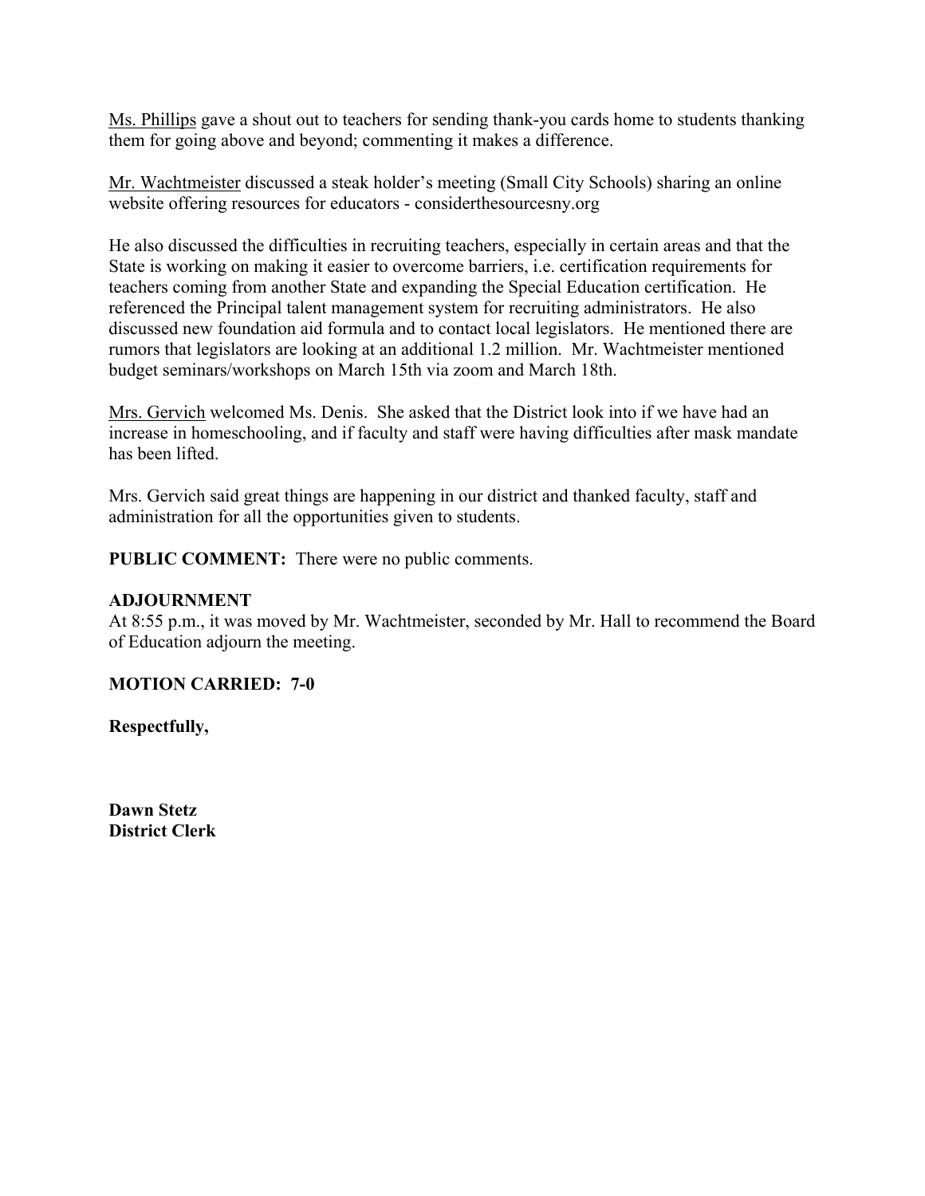Ms. Phillips gave a shout out to teachers for sending thank-you cards home to students thanking them for going above and beyond; commenting it makes a difference.

Mr. Wachtmeister discussed a steak holder's meeting (Small City Schools) sharing an online website offering resources for educators - considerthesourcesny.org

He also discussed the difficulties in recruiting teachers, especially in certain areas and that the State is working on making it easier to overcome barriers, i.e. certification requirements for teachers coming from another State and expanding the Special Education certification. He referenced the Principal talent management system for recruiting administrators. He also discussed new foundation aid formula and to contact local legislators. He mentioned there are rumors that legislators are looking at an additional 1.2 million. Mr. Wachtmeister mentioned budget seminars/workshops on March 15th via zoom and March 18th.

Mrs. Gervich welcomed Ms. Denis. She asked that the District look into if we have had an increase in homeschooling, and if faculty and staff were having difficulties after mask mandate has been lifted.

Mrs. Gervich said great things are happening in our district and thanked faculty, staff and administration for all the opportunities given to students.

**PUBLIC COMMENT:** There were no public comments.

**ADJOURNMENT**

At 8:55 p.m., it was moved by Mr. Wachtmeister, seconded by Mr. Hall to recommend the Board of Education adjourn the meeting.

**MOTION CARRIED: 7-0**

**Respectfully,**

**Dawn Stetz**
**District Clerk**